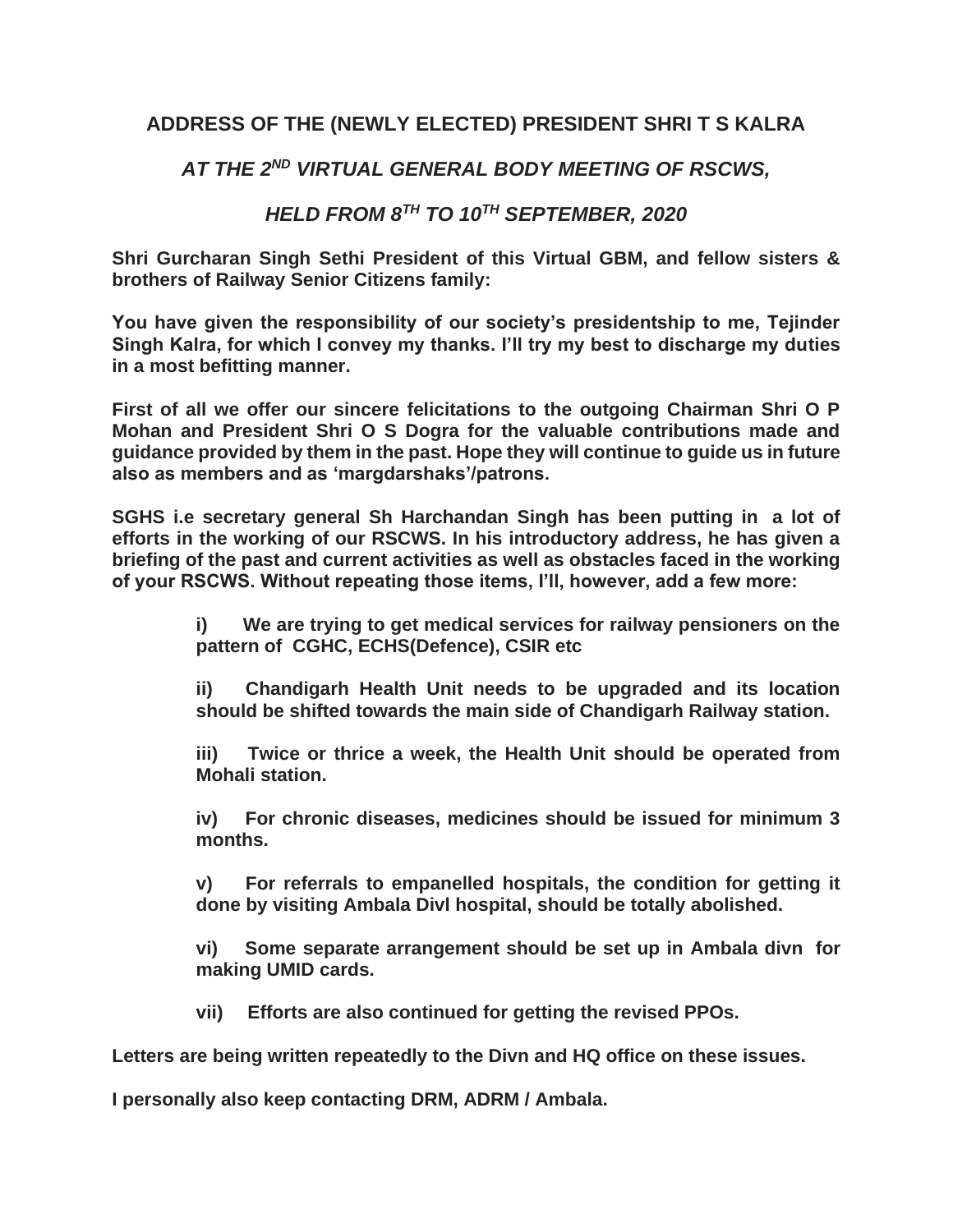## ADDRESS OF THE (NEWLY ELECTED) PRESIDENT SHRI T S KALRA

### *AT THE 2ND VIRTUAL GENERAL BODY MEETING OF RSCWS,*

### *HELD FROM 8TH TO 10TH SEPTEMBER, 2020*

**Shri Gurcharan Singh Sethi President of this Virtual GBM, and fellow sisters & brothers of Railway Senior Citizens family:**

**You have given the responsibility of our society's presidentship to me, Tejinder Singh Kalra, for which I convey my thanks. I'll try my best to discharge my duties in a most befitting manner.**

**First of all we offer our sincere felicitations to the outgoing Chairman Shri O P Mohan and President Shri O S Dogra for the valuable contributions made and guidance provided by them in the past. Hope they will continue to guide us in future also as members and as 'margdarshaks'/patrons.**

**SGHS i.e secretary general Sh Harchandan Singh has been putting in a lot of efforts in the working of our RSCWS. In his introductory address, he has given a briefing of the past and current activities as well as obstacles faced in the working of your RSCWS. Without repeating those items, I'll, however, add a few more:**

> **i)** **We are trying to get medical services for railway pensioners on the pattern of CGHC, ECHS(Defence), CSIR etc**
>
> **ii)** **Chandigarh Health Unit needs to be upgraded and its location should be shifted towards the main side of Chandigarh Railway station.**
>
> **iii)** **Twice or thrice a week, the Health Unit should be operated from Mohali station.**
>
> **iv)** **For chronic diseases, medicines should be issued for minimum 3 months.**
>
> **v)** **For referrals to empanelled hospitals, the condition for getting it done by visiting Ambala Divl hospital, should be totally abolished.**
>
> **vi)** **Some separate arrangement should be set up in Ambala divn for making UMID cards.**
>
> **vii)** **Efforts are also continued for getting the revised PPOs.**

**Letters are being written repeatedly to the Divn and HQ office on these issues.**

**I personally also keep contacting DRM, ADRM / Ambala.**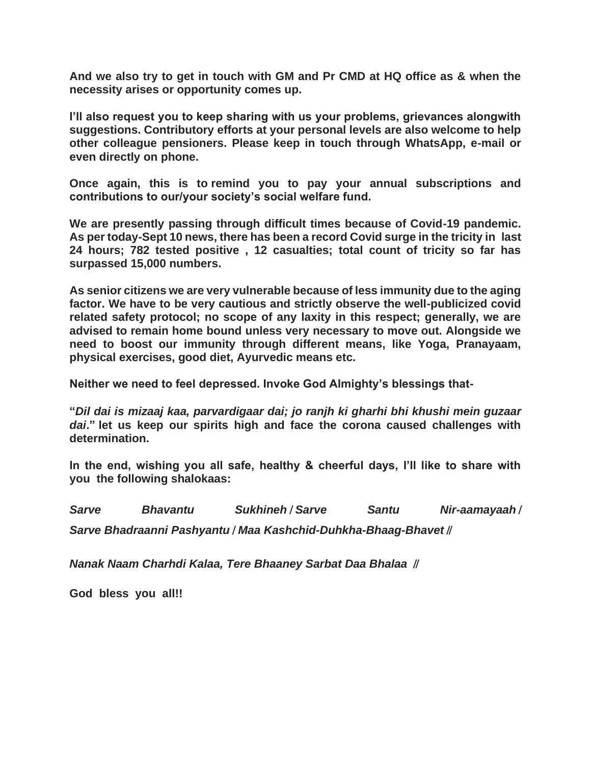**And we also try to get in touch with GM and Pr CMD at HQ office as & when the necessity arises or opportunity comes up.**

**I'll also request you to keep sharing with us your problems, grievances alongwith suggestions. Contributory efforts at your personal levels are also welcome to help other colleague pensioners. Please keep in touch through WhatsApp, e-mail or even directly on phone.**

**Once again, this is to remind you to pay your annual subscriptions and contributions to our/your society's social welfare fund.**

**We are presently passing through difficult times because of Covid-19 pandemic. As per today-Sept 10 news, there has been a record Covid surge in the tricity in last 24 hours; 782 tested positive , 12 casualties; total count of tricity so far has surpassed 15,000 numbers.**

**As senior citizens we are very vulnerable because of less immunity due to the aging factor. We have to be very cautious and strictly observe the well-publicized covid related safety protocol; no scope of any laxity in this respect; generally, we are advised to remain home bound unless very necessary to move out. Alongside we need to boost our immunity through different means, like Yoga, Pranayaam, physical exercises, good diet, Ayurvedic means etc.**

**Neither we need to feel depressed. Invoke God Almighty's blessings that-**

**"*Dil dai is mizaaj kaa, parvardigaar dai; jo ranjh ki gharhi bhi khushi mein guzaar dai*." let us keep our spirits high and face the corona caused challenges with determination.**

**In the end, wishing you all safe, healthy & cheerful days, I'll like to share with you the following shalokaas:**

***Sarve Bhavantu Sukhineh / Sarve Santu Nir-aamayaah /***

***Sarve Bhadraanni Pashyantu / Maa Kashchid-Duhkha-Bhaag-Bhavet //***

***Nanak Naam Charhdi Kalaa, Tere Bhaaney Sarbat Daa Bhalaa //***

**God bless you all!!**